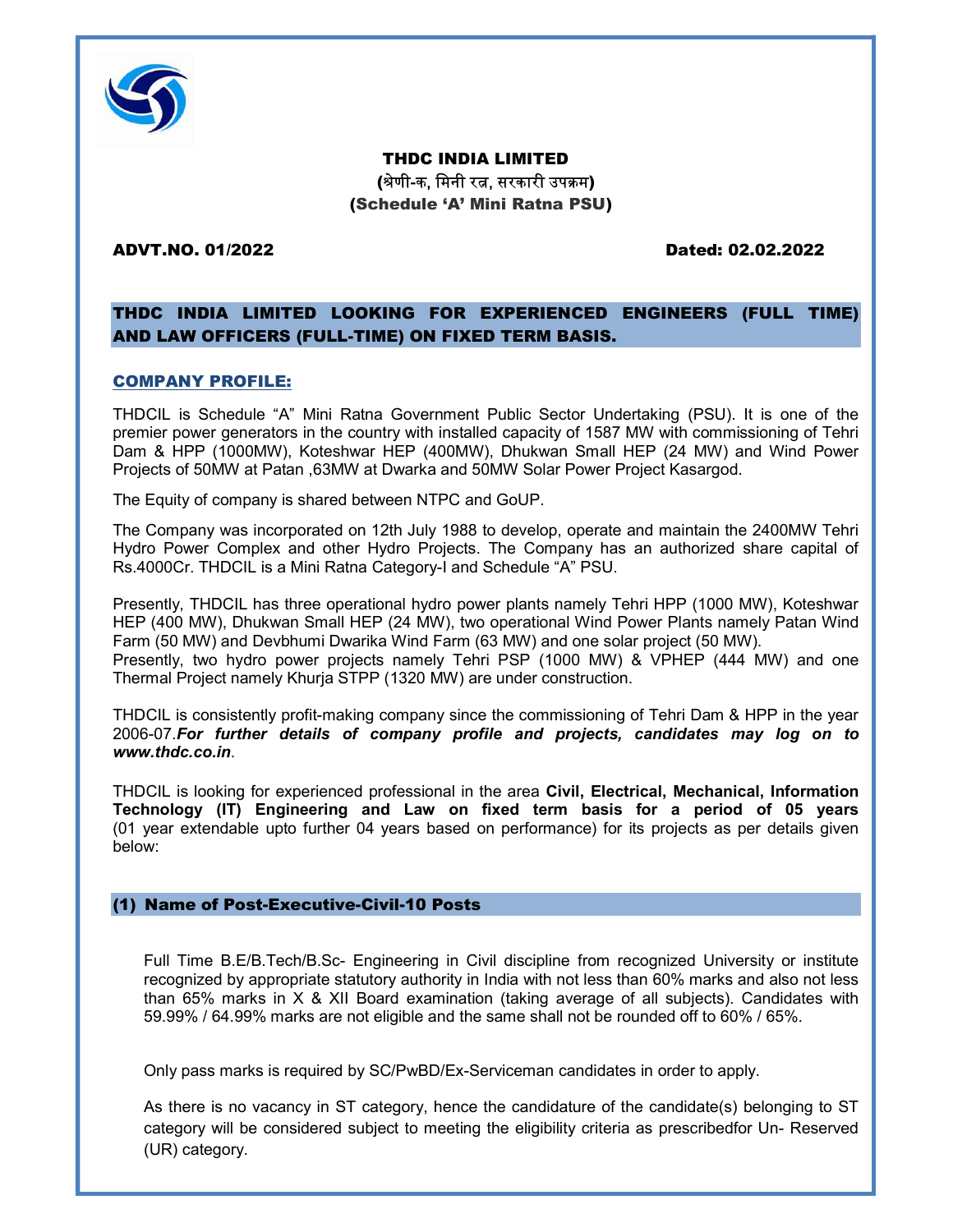# THDC INDIA LIMITED

**(श्रेणी-क, मिनी रत्न, सरकारी उपक्रम)**

**(Schedule 'A' Mini Ratna PSU)**

**ADVT.NO. 01/2022** **Dated: 02.02.2022**

## THDC INDIA LIMITED LOOKING FOR EXPERIENCED ENGINEERS (FULL TIME) AND LAW OFFICERS (FULL-TIME) ON FIXED TERM BASIS.

### COMPANY PROFILE:

THDCIL is Schedule "A" Mini Ratna Government Public Sector Undertaking (PSU). It is one of the premier power generators in the country with installed capacity of 1587 MW with commissioning of Tehri Dam & HPP (1000MW), Koteshwar HEP (400MW), Dhukwan Small HEP (24 MW) and Wind Power Projects of 50MW at Patan ,63MW at Dwarka and 50MW Solar Power Project Kasargod.

The Equity of company is shared between NTPC and GoUP.

The Company was incorporated on 12th July 1988 to develop, operate and maintain the 2400MW Tehri Hydro Power Complex and other Hydro Projects. The Company has an authorized share capital of Rs.4000Cr. THDCIL is a Mini Ratna Category-I and Schedule "A" PSU.

Presently, THDCIL has three operational hydro power plants namely Tehri HPP (1000 MW), Koteshwar HEP (400 MW), Dhukwan Small HEP (24 MW), two operational Wind Power Plants namely Patan Wind Farm (50 MW) and Devbhumi Dwarika Wind Farm (63 MW) and one solar project (50 MW).
Presently, two hydro power projects namely Tehri PSP (1000 MW) & VPHEP (444 MW) and one Thermal Project namely Khurja STPP (1320 MW) are under construction.

THDCIL is consistently profit-making company since the commissioning of Tehri Dam & HPP in the year 2006-07.***For further details of company profile and projects, candidates may log on to www.thdc.co.in***.

THDCIL is looking for experienced professional in the area **Civil, Electrical, Mechanical, Information Technology (IT) Engineering and Law on fixed term basis for a period of 05 years** (01 year extendable upto further 04 years based on performance) for its projects as per details given below:

### (1) Name of Post-Executive-Civil-10 Posts

Full Time B.E/B.Tech/B.Sc- Engineering in Civil discipline from recognized University or institute recognized by appropriate statutory authority in India with not less than 60% marks and also not less than 65% marks in X & XII Board examination (taking average of all subjects). Candidates with 59.99% / 64.99% marks are not eligible and the same shall not be rounded off to 60% / 65%.

Only pass marks is required by SC/PwBD/Ex-Serviceman candidates in order to apply.

As there is no vacancy in ST category, hence the candidature of the candidate(s) belonging to ST category will be considered subject to meeting the eligibility criteria as prescribedfor Un- Reserved (UR) category.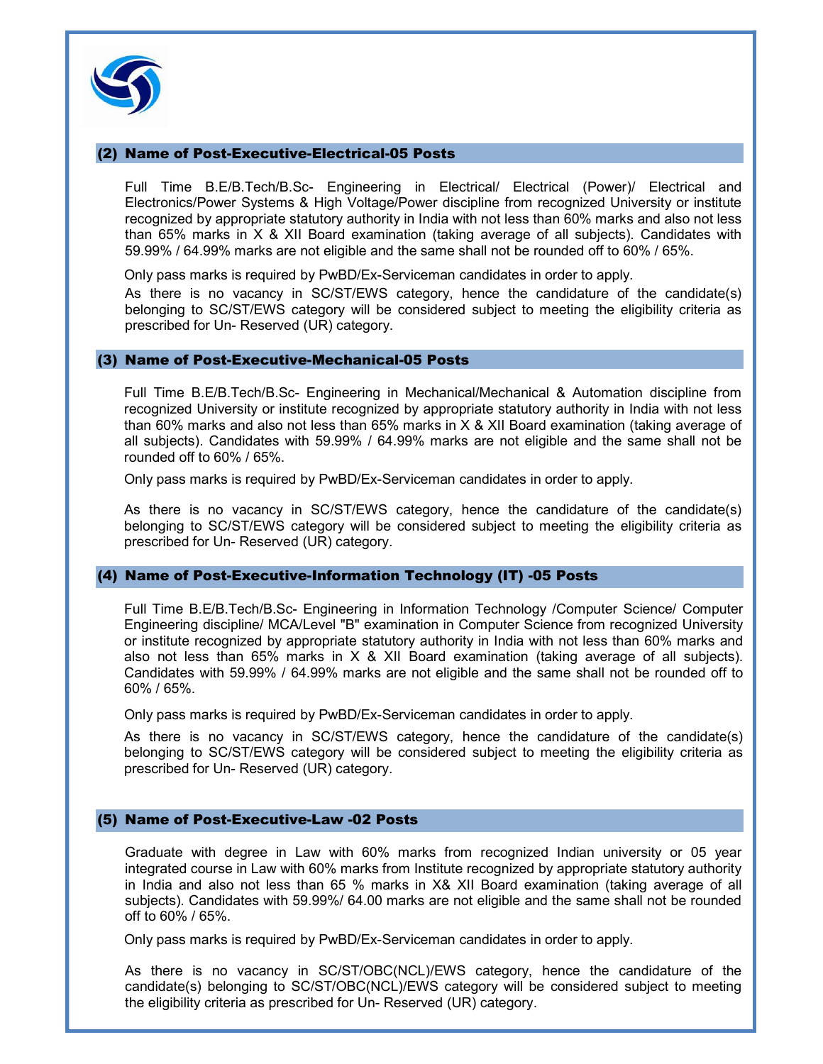### (2) Name of Post-Executive-Electrical-05 Posts

Full Time B.E/B.Tech/B.Sc- Engineering in Electrical/ Electrical (Power)/ Electrical and Electronics/Power Systems & High Voltage/Power discipline from recognized University or institute recognized by appropriate statutory authority in India with not less than 60% marks and also not less than 65% marks in X & XII Board examination (taking average of all subjects). Candidates with 59.99% / 64.99% marks are not eligible and the same shall not be rounded off to 60% / 65%.

Only pass marks is required by PwBD/Ex-Serviceman candidates in order to apply.

As there is no vacancy in SC/ST/EWS category, hence the candidature of the candidate(s) belonging to SC/ST/EWS category will be considered subject to meeting the eligibility criteria as prescribed for Un- Reserved (UR) category.

### (3) Name of Post-Executive-Mechanical-05 Posts

Full Time B.E/B.Tech/B.Sc- Engineering in Mechanical/Mechanical & Automation discipline from recognized University or institute recognized by appropriate statutory authority in India with not less than 60% marks and also not less than 65% marks in X & XII Board examination (taking average of all subjects). Candidates with 59.99% / 64.99% marks are not eligible and the same shall not be rounded off to 60% / 65%.

Only pass marks is required by PwBD/Ex-Serviceman candidates in order to apply.

As there is no vacancy in SC/ST/EWS category, hence the candidature of the candidate(s) belonging to SC/ST/EWS category will be considered subject to meeting the eligibility criteria as prescribed for Un- Reserved (UR) category.

### (4) Name of Post-Executive-Information Technology (IT) -05 Posts

Full Time B.E/B.Tech/B.Sc- Engineering in Information Technology /Computer Science/ Computer Engineering discipline/ MCA/Level "B" examination in Computer Science from recognized University or institute recognized by appropriate statutory authority in India with not less than 60% marks and also not less than 65% marks in X & XII Board examination (taking average of all subjects). Candidates with 59.99% / 64.99% marks are not eligible and the same shall not be rounded off to 60% / 65%.

Only pass marks is required by PwBD/Ex-Serviceman candidates in order to apply.

As there is no vacancy in SC/ST/EWS category, hence the candidature of the candidate(s) belonging to SC/ST/EWS category will be considered subject to meeting the eligibility criteria as prescribed for Un- Reserved (UR) category.

### (5) Name of Post-Executive-Law -02 Posts

Graduate with degree in Law with 60% marks from recognized Indian university or 05 year integrated course in Law with 60% marks from Institute recognized by appropriate statutory authority in India and also not less than 65 % marks in X& XII Board examination (taking average of all subjects). Candidates with 59.99%/ 64.00 marks are not eligible and the same shall not be rounded off to 60% / 65%.

Only pass marks is required by PwBD/Ex-Serviceman candidates in order to apply.

As there is no vacancy in SC/ST/OBC(NCL)/EWS category, hence the candidature of the candidate(s) belonging to SC/ST/OBC(NCL)/EWS category will be considered subject to meeting the eligibility criteria as prescribed for Un- Reserved (UR) category.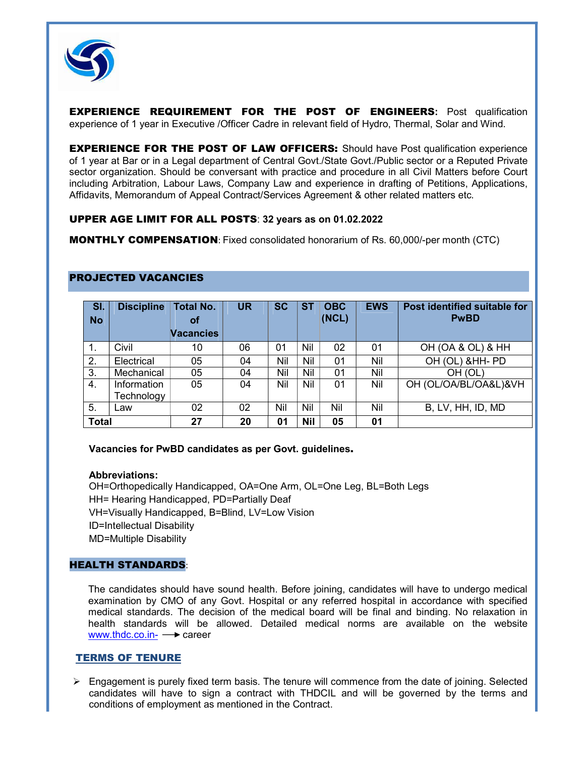**EXPERIENCE REQUIREMENT FOR THE POST OF ENGINEERS:** Post qualification experience of 1 year in Executive /Officer Cadre in relevant field of Hydro, Thermal, Solar and Wind.

**EXPERIENCE FOR THE POST OF LAW OFFICERS:** Should have Post qualification experience of 1 year at Bar or in a Legal department of Central Govt./State Govt./Public sector or a Reputed Private sector organization. Should be conversant with practice and procedure in all Civil Matters before Court including Arbitration, Labour Laws, Company Law and experience in drafting of Petitions, Applications, Affidavits, Memorandum of Appeal Contract/Services Agreement & other related matters etc.

**UPPER AGE LIMIT FOR ALL POSTS**: **32 years as on 01.02.2022**

**MONTHLY COMPENSATION**: Fixed consolidated honorarium of Rs. 60,000/-per month (CTC)

## PROJECTED VACANCIES

| Sl. No | Discipline | Total No. of Vacancies | UR | SC | ST | OBC (NCL) | EWS | Post identified suitable for PwBD |
|---|---|---|---|---|---|---|---|---|
| 1. | Civil | 10 | 06 | 01 | Nil | 02 | 01 | OH (OA & OL) & HH |
| 2. | Electrical | 05 | 04 | Nil | Nil | 01 | Nil | OH (OL) &HH- PD |
| 3. | Mechanical | 05 | 04 | Nil | Nil | 01 | Nil | OH (OL) |
| 4. | Information Technology | 05 | 04 | Nil | Nil | 01 | Nil | OH (OL/OA/BL/OA&L)&VH |
| 5. | Law | 02 | 02 | Nil | Nil | Nil | Nil | B, LV, HH, ID, MD |
| **Total** | | **27** | **20** | **01** | **Nil** | **05** | **01** | |

**Vacancies for PwBD candidates as per Govt. guidelines.**

**Abbreviations:**
OH=Orthopedically Handicapped, OA=One Arm, OL=One Leg, BL=Both Legs
HH= Hearing Handicapped, PD=Partially Deaf
VH=Visually Handicapped, B=Blind, LV=Low Vision
ID=Intellectual Disability
MD=Multiple Disability

## HEALTH STANDARDS:

The candidates should have sound health. Before joining, candidates will have to undergo medical examination by CMO of any Govt. Hospital or any referred hospital in accordance with specified medical standards. The decision of the medical board will be final and binding. No relaxation in health standards will be allowed. Detailed medical norms are available on the website www.thdc.co.in- ⟶ career

## TERMS OF TENURE

- Engagement is purely fixed term basis. The tenure will commence from the date of joining. Selected candidates will have to sign a contract with THDCIL and will be governed by the terms and conditions of employment as mentioned in the Contract.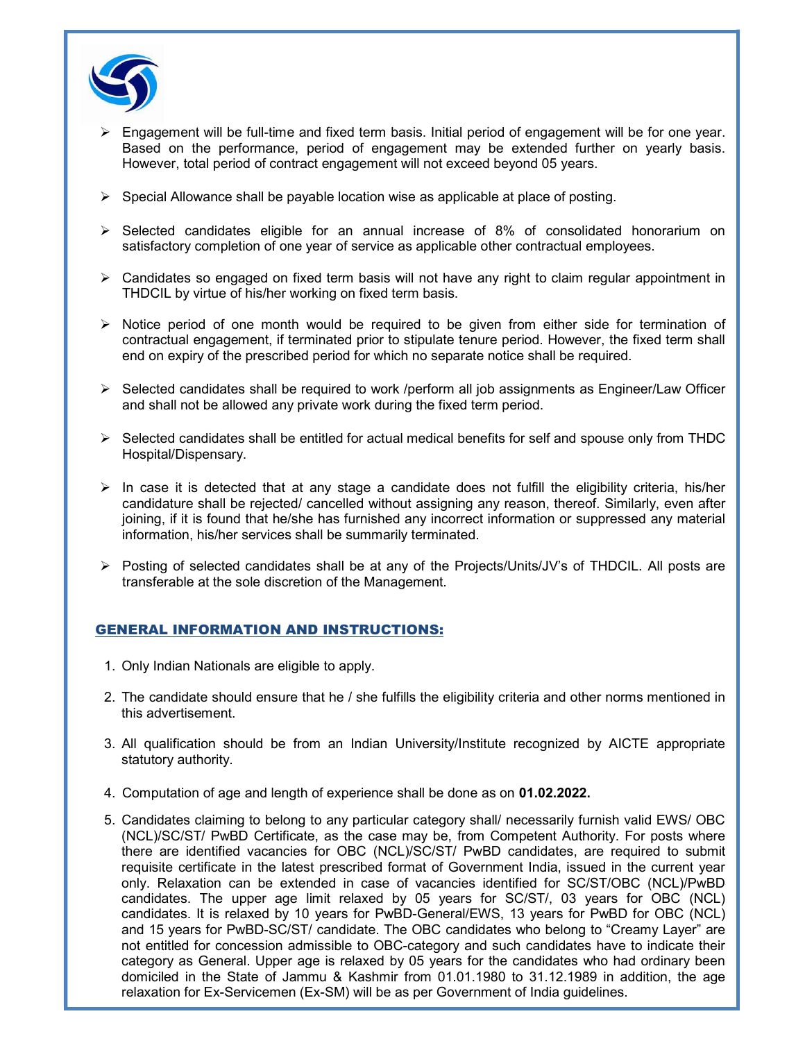- Engagement will be full-time and fixed term basis. Initial period of engagement will be for one year. Based on the performance, period of engagement may be extended further on yearly basis. However, total period of contract engagement will not exceed beyond 05 years.

- Special Allowance shall be payable location wise as applicable at place of posting.

- Selected candidates eligible for an annual increase of 8% of consolidated honorarium on satisfactory completion of one year of service as applicable other contractual employees.

- Candidates so engaged on fixed term basis will not have any right to claim regular appointment in THDCIL by virtue of his/her working on fixed term basis.

- Notice period of one month would be required to be given from either side for termination of contractual engagement, if terminated prior to stipulate tenure period. However, the fixed term shall end on expiry of the prescribed period for which no separate notice shall be required.

- Selected candidates shall be required to work /perform all job assignments as Engineer/Law Officer and shall not be allowed any private work during the fixed term period.

- Selected candidates shall be entitled for actual medical benefits for self and spouse only from THDC Hospital/Dispensary.

- In case it is detected that at any stage a candidate does not fulfill the eligibility criteria, his/her candidature shall be rejected/ cancelled without assigning any reason, thereof. Similarly, even after joining, if it is found that he/she has furnished any incorrect information or suppressed any material information, his/her services shall be summarily terminated.

- Posting of selected candidates shall be at any of the Projects/Units/JV's of THDCIL. All posts are transferable at the sole discretion of the Management.

## GENERAL INFORMATION AND INSTRUCTIONS:

1. Only Indian Nationals are eligible to apply.

2. The candidate should ensure that he / she fulfills the eligibility criteria and other norms mentioned in this advertisement.

3. All qualification should be from an Indian University/Institute recognized by AICTE appropriate statutory authority.

4. Computation of age and length of experience shall be done as on **01.02.2022.**

5. Candidates claiming to belong to any particular category shall/ necessarily furnish valid EWS/ OBC (NCL)/SC/ST/ PwBD Certificate, as the case may be, from Competent Authority. For posts where there are identified vacancies for OBC (NCL)/SC/ST/ PwBD candidates, are required to submit requisite certificate in the latest prescribed format of Government India, issued in the current year only. Relaxation can be extended in case of vacancies identified for SC/ST/OBC (NCL)/PwBD candidates. The upper age limit relaxed by 05 years for SC/ST/, 03 years for OBC (NCL) candidates. It is relaxed by 10 years for PwBD-General/EWS, 13 years for PwBD for OBC (NCL) and 15 years for PwBD-SC/ST/ candidate. The OBC candidates who belong to "Creamy Layer" are not entitled for concession admissible to OBC-category and such candidates have to indicate their category as General. Upper age is relaxed by 05 years for the candidates who had ordinary been domiciled in the State of Jammu & Kashmir from 01.01.1980 to 31.12.1989 in addition, the age relaxation for Ex-Servicemen (Ex-SM) will be as per Government of India guidelines.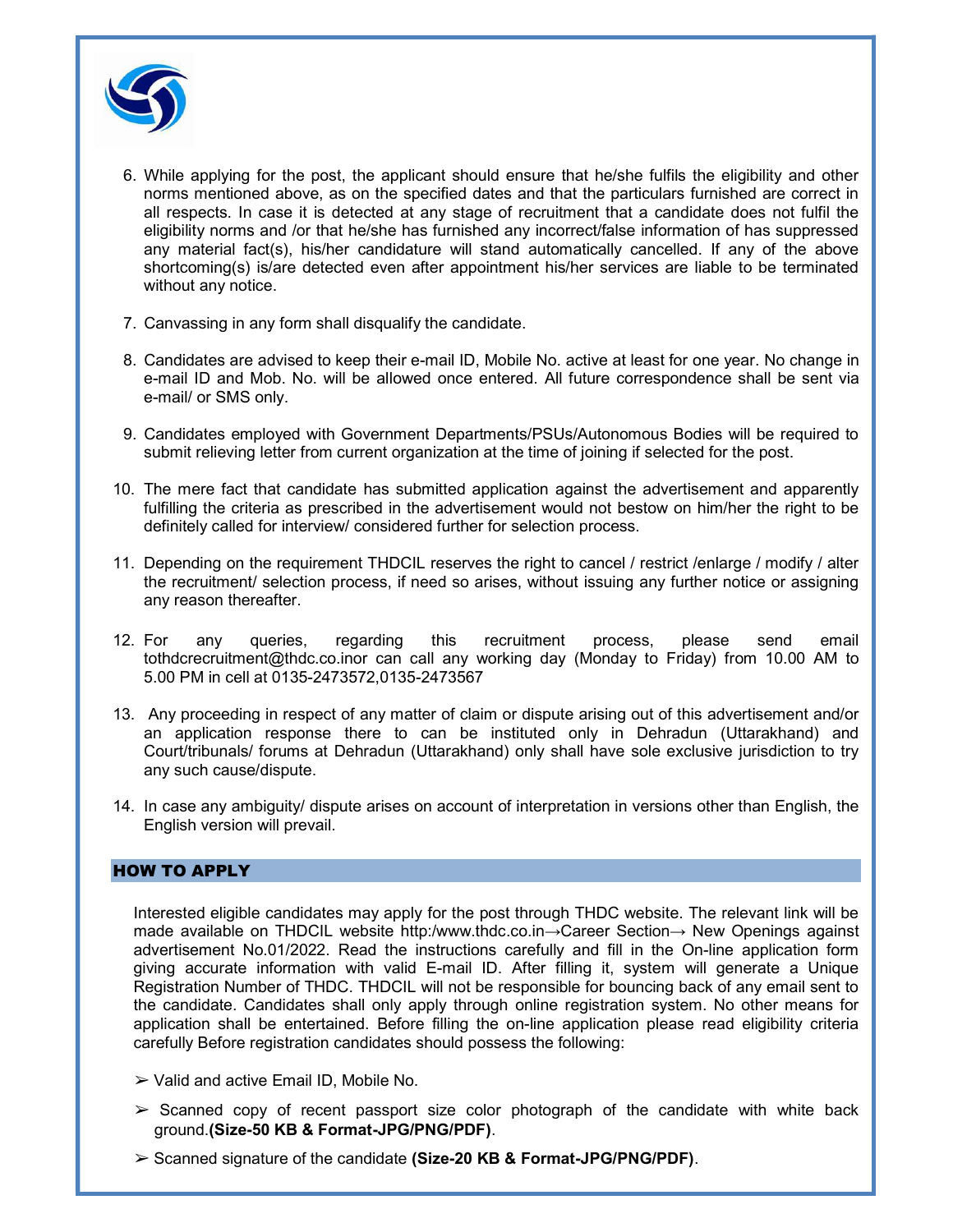6. While applying for the post, the applicant should ensure that he/she fulfils the eligibility and other norms mentioned above, as on the specified dates and that the particulars furnished are correct in all respects. In case it is detected at any stage of recruitment that a candidate does not fulfil the eligibility norms and /or that he/she has furnished any incorrect/false information of has suppressed any material fact(s), his/her candidature will stand automatically cancelled. If any of the above shortcoming(s) is/are detected even after appointment his/her services are liable to be terminated without any notice.

7. Canvassing in any form shall disqualify the candidate.

8. Candidates are advised to keep their e-mail ID, Mobile No. active at least for one year. No change in e-mail ID and Mob. No. will be allowed once entered. All future correspondence shall be sent via e-mail/ or SMS only.

9. Candidates employed with Government Departments/PSUs/Autonomous Bodies will be required to submit relieving letter from current organization at the time of joining if selected for the post.

10. The mere fact that candidate has submitted application against the advertisement and apparently fulfilling the criteria as prescribed in the advertisement would not bestow on him/her the right to be definitely called for interview/ considered further for selection process.

11. Depending on the requirement THDCIL reserves the right to cancel / restrict /enlarge / modify / alter the recruitment/ selection process, if need so arises, without issuing any further notice or assigning any reason thereafter.

12. For any queries, regarding this recruitment process, please send email tothdcrecruitment@thdc.co.inor can call any working day (Monday to Friday) from 10.00 AM to 5.00 PM in cell at 0135-2473572,0135-2473567

13. Any proceeding in respect of any matter of claim or dispute arising out of this advertisement and/or an application response there to can be instituted only in Dehradun (Uttarakhand) and Court/tribunals/ forums at Dehradun (Uttarakhand) only shall have sole exclusive jurisdiction to try any such cause/dispute.

14. In case any ambiguity/ dispute arises on account of interpretation in versions other than English, the English version will prevail.

## HOW TO APPLY

Interested eligible candidates may apply for the post through THDC website. The relevant link will be made available on THDCIL website http:/www.thdc.co.in→Career Section→ New Openings against advertisement No.01/2022. Read the instructions carefully and fill in the On-line application form giving accurate information with valid E-mail ID. After filling it, system will generate a Unique Registration Number of THDC. THDCIL will not be responsible for bouncing back of any email sent to the candidate. Candidates shall only apply through online registration system. No other means for application shall be entertained. Before filling the on-line application please read eligibility criteria carefully Before registration candidates should possess the following:

- Valid and active Email ID, Mobile No.
- Scanned copy of recent passport size color photograph of the candidate with white back ground.**(Size-50 KB & Format-JPG/PNG/PDF)**.
- Scanned signature of the candidate **(Size-20 KB & Format-JPG/PNG/PDF)**.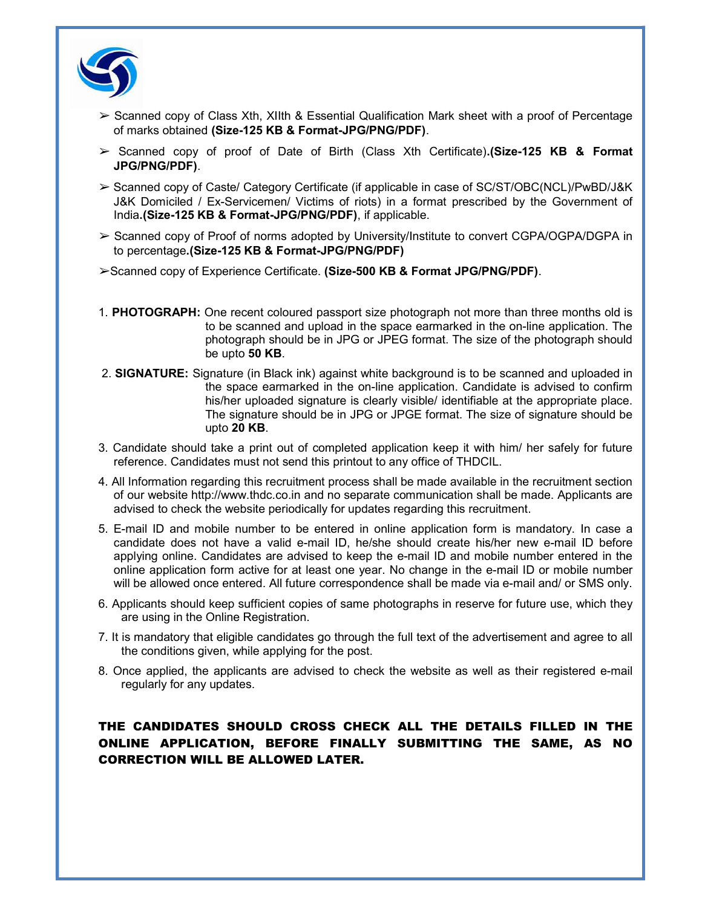- ➢ Scanned copy of Class Xth, XIIth & Essential Qualification Mark sheet with a proof of Percentage of marks obtained **(Size-125 KB & Format-JPG/PNG/PDF)**.
- ➢ Scanned copy of proof of Date of Birth (Class Xth Certificate)**.(Size-125 KB & Format JPG/PNG/PDF)**.
- ➢ Scanned copy of Caste/ Category Certificate (if applicable in case of SC/ST/OBC(NCL)/PwBD/J&K J&K Domiciled / Ex-Servicemen/ Victims of riots) in a format prescribed by the Government of India**.(Size-125 KB & Format-JPG/PNG/PDF)**, if applicable.
- ➢ Scanned copy of Proof of norms adopted by University/Institute to convert CGPA/OGPA/DGPA in to percentage**.(Size-125 KB & Format-JPG/PNG/PDF)**
- ➢Scanned copy of Experience Certificate. **(Size-500 KB & Format JPG/PNG/PDF)**.

1. **PHOTOGRAPH:** One recent coloured passport size photograph not more than three months old is to be scanned and upload in the space earmarked in the on-line application. The photograph should be in JPG or JPEG format. The size of the photograph should be upto **50 KB**.
2. **SIGNATURE:** Signature (in Black ink) against white background is to be scanned and uploaded in the space earmarked in the on-line application. Candidate is advised to confirm his/her uploaded signature is clearly visible/ identifiable at the appropriate place. The signature should be in JPG or JPGE format. The size of signature should be upto **20 KB**.
3. Candidate should take a print out of completed application keep it with him/ her safely for future reference. Candidates must not send this printout to any office of THDCIL.
4. All Information regarding this recruitment process shall be made available in the recruitment section of our website http://www.thdc.co.in and no separate communication shall be made. Applicants are advised to check the website periodically for updates regarding this recruitment.
5. E-mail ID and mobile number to be entered in online application form is mandatory. In case a candidate does not have a valid e-mail ID, he/she should create his/her new e-mail ID before applying online. Candidates are advised to keep the e-mail ID and mobile number entered in the online application form active for at least one year. No change in the e-mail ID or mobile number will be allowed once entered. All future correspondence shall be made via e-mail and/ or SMS only.
6. Applicants should keep sufficient copies of same photographs in reserve for future use, which they are using in the Online Registration.
7. It is mandatory that eligible candidates go through the full text of the advertisement and agree to all the conditions given, while applying for the post.
8. Once applied, the applicants are advised to check the website as well as their registered e-mail regularly for any updates.

**THE CANDIDATES SHOULD CROSS CHECK ALL THE DETAILS FILLED IN THE ONLINE APPLICATION, BEFORE FINALLY SUBMITTING THE SAME, AS NO CORRECTION WILL BE ALLOWED LATER.**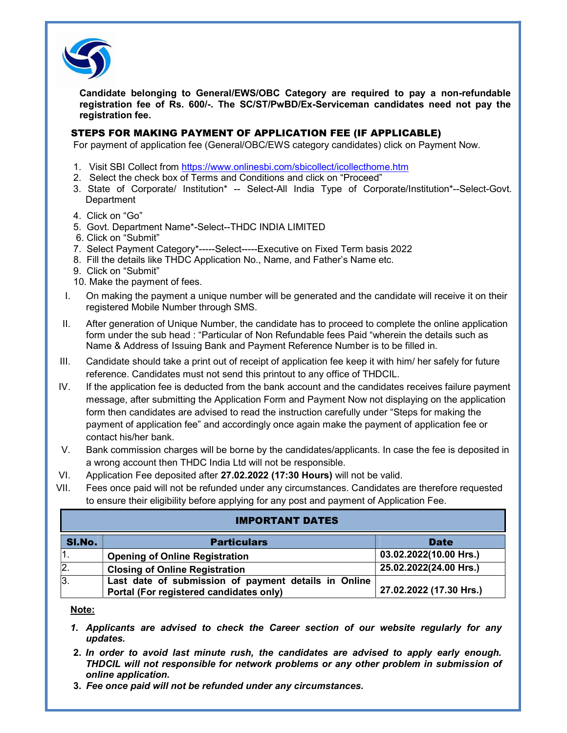**Candidate belonging to General/EWS/OBC Category are required to pay a non-refundable registration fee of Rs. 600/-. The SC/ST/PwBD/Ex-Serviceman candidates need not pay the registration fee.**

## STEPS FOR MAKING PAYMENT OF APPLICATION FEE (IF APPLICABLE)

For payment of application fee (General/OBC/EWS category candidates) click on Payment Now.

1. Visit SBI Collect from https://www.onlinesbi.com/sbicollect/icollecthome.htm
2. Select the check box of Terms and Conditions and click on "Proceed"
3. State of Corporate/ Institution* -- Select-All India Type of Corporate/Institution*--Select-Govt. Department
4. Click on "Go"
5. Govt. Department Name*-Select--THDC INDIA LIMITED
6. Click on "Submit"
7. Select Payment Category*-----Select-----Executive on Fixed Term basis 2022
8. Fill the details like THDC Application No., Name, and Father's Name etc.
9. Click on "Submit"
10. Make the payment of fees.

I. On making the payment a unique number will be generated and the candidate will receive it on their registered Mobile Number through SMS.

II. After generation of Unique Number, the candidate has to proceed to complete the online application form under the sub head : "Particular of Non Refundable fees Paid "wherein the details such as Name & Address of Issuing Bank and Payment Reference Number is to be filled in.

III. Candidate should take a print out of receipt of application fee keep it with him/ her safely for future reference. Candidates must not send this printout to any office of THDCIL.

IV. If the application fee is deducted from the bank account and the candidates receives failure payment message, after submitting the Application Form and Payment Now not displaying on the application form then candidates are advised to read the instruction carefully under "Steps for making the payment of application fee" and accordingly once again make the payment of application fee or contact his/her bank.

V. Bank commission charges will be borne by the candidates/applicants. In case the fee is deposited in a wrong account then THDC India Ltd will not be responsible.

VI. Application Fee deposited after **27.02.2022 (17:30 Hours)** will not be valid.

VII. Fees once paid will not be refunded under any circumstances. Candidates are therefore requested to ensure their eligibility before applying for any post and payment of Application Fee.

## IMPORTANT DATES

| Sl.No. | Particulars | Date |
|---|---|---|
| 1. | **Opening of Online Registration** | **03.02.2022(10.00 Hrs.)** |
| 2. | **Closing of Online Registration** | **25.02.2022(24.00 Hrs.)** |
| 3. | **Last date of submission of payment details in Online Portal (For registered candidates only)** | **27.02.2022 (17.30 Hrs.)** |

**Note:**

1. ***Applicants are advised to check the Career section of our website regularly for any updates.***
2. ***In order to avoid last minute rush, the candidates are advised to apply early enough. THDCIL will not responsible for network problems or any other problem in submission of online application.***
3. ***Fee once paid will not be refunded under any circumstances.***